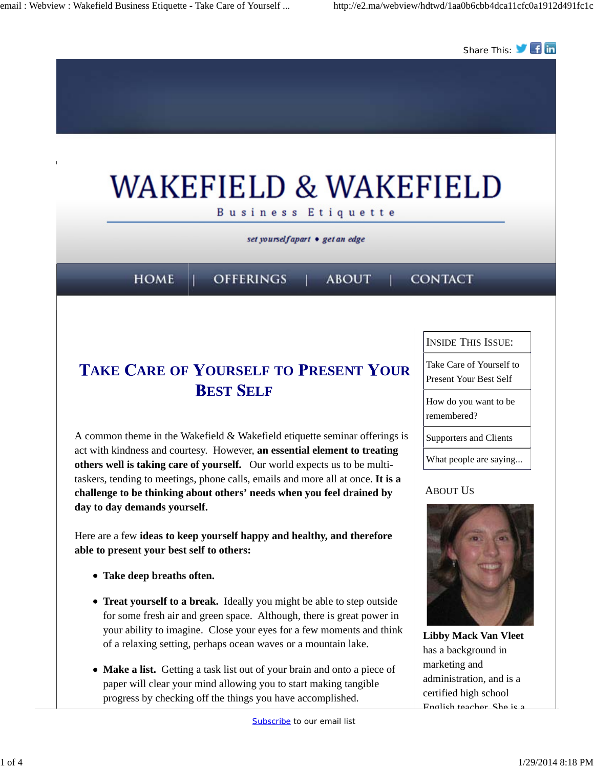Share This:

# WAKEFIELD & WAKEFIELD

Business Etiquette

*set yourself apart • get an edge*

HOME | OFFERINGS | ABOUT | CONTACT

## Take Care of Yourself to Present Your Best Self

A common theme in the Wakefield & Wakefield etiquette seminar offerings is act with kindness and courtesy. However, **an essential element to treating others well is taking care of yourself.** Our world expects us to be multi-taskers, tending to meetings, phone calls, emails and more all at once. **It is a challenge to be thinking about others' needs when you feel drained by day to day demands yourself.**

Here are a few **ideas to keep yourself happy and healthy, and therefore able to present your best self to others:**

- **Take deep breaths often.**
- **Treat yourself to a break.** Ideally you might be able to step outside for some fresh air and green space. Although, there is great power in your ability to imagine. Close your eyes for a few moments and think of a relaxing setting, perhaps ocean waves or a mountain lake.
- **Make a list.** Getting a task list out of your brain and onto a piece of paper will clear your mind allowing you to start making tangible progress by checking off the things you have accomplished.

| Inside This Issue: |
|---|
| Take Care of Yourself to Present Your Best Self |
| How do you want to be remembered? |
| Supporters and Clients |
| What people are saying... |

### About Us

**Libby Mack Van Vleet** has a background in marketing and administration, and is a certified high school English teacher. She is a

Subscribe to our email list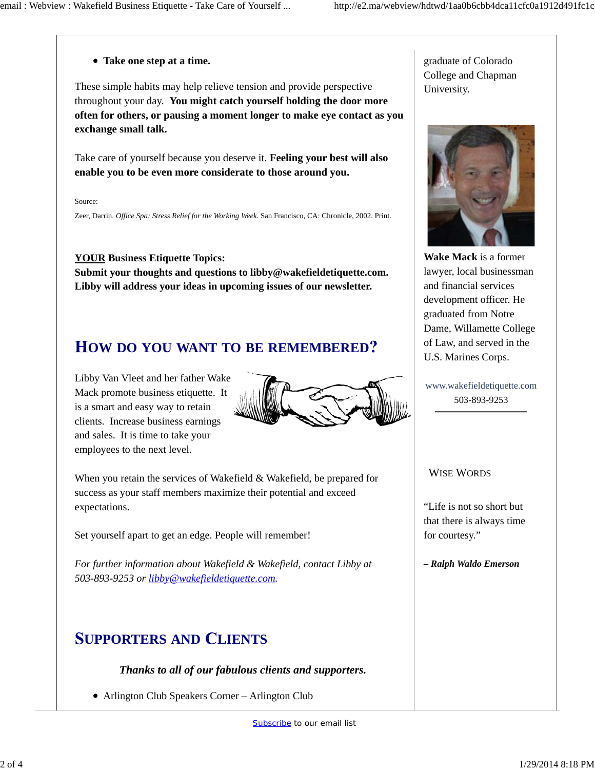- **Take one step at a time.**

These simple habits may help relieve tension and provide perspective throughout your day. **You might catch yourself holding the door more often for others, or pausing a moment longer to make eye contact as you exchange small talk.**

Take care of yourself because you deserve it. **Feeling your best will also enable you to be even more considerate to those around you.**

Source:

Zeer, Darrin. *Office Spa: Stress Relief for the Working Week*. San Francisco, CA: Chronicle, 2002. Print.

**<u>YOUR</u> Business Etiquette Topics:**
**Submit your thoughts and questions to libby@wakefieldetiquette.com. Libby will address your ideas in upcoming issues of our newsletter.**

## How do you want to be remembered?

Libby Van Vleet and her father Wake Mack promote business etiquette. It is a smart and easy way to retain clients. Increase business earnings and sales. It is time to take your employees to the next level.

When you retain the services of Wakefield & Wakefield, be prepared for success as your staff members maximize their potential and exceed expectations.

Set yourself apart to get an edge. People will remember!

*For further information about Wakefield & Wakefield, contact Libby at 503-893-9253 or [libby@wakefieldetiquette.com](mailto:libby@wakefieldetiquette.com).*

## Supporters and Clients

***Thanks to all of our fabulous clients and supporters.***

- Arlington Club Speakers Corner – Arlington Club

graduate of Colorado College and Chapman University.

**Wake Mack** is a former lawyer, local businessman and financial services development officer. He graduated from Notre Dame, Willamette College of Law, and served in the U.S. Marines Corps.

www.wakefieldetiquette.com
503-893-9253

### Wise Words

"Life is not so short but that there is always time for courtesy."

***– Ralph Waldo Emerson***

[Subscribe](#) to our email list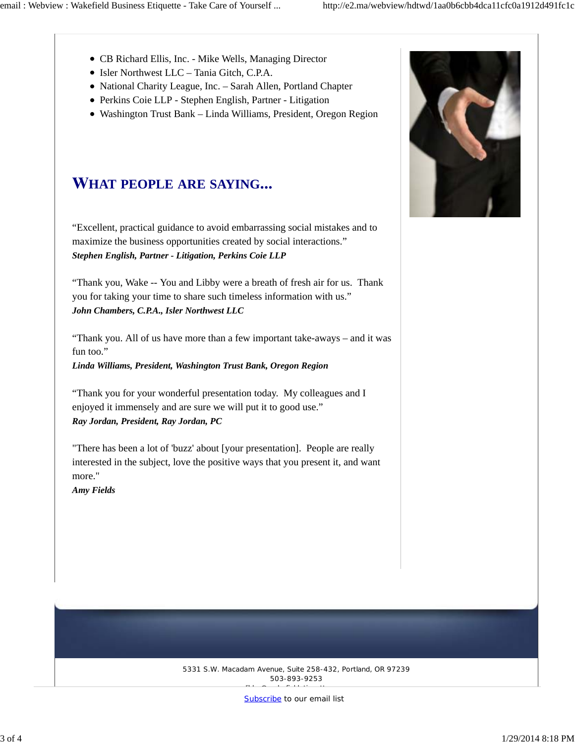- CB Richard Ellis, Inc. - Mike Wells, Managing Director
- Isler Northwest LLC – Tania Gitch, C.P.A.
- National Charity League, Inc. – Sarah Allen, Portland Chapter
- Perkins Coie LLP - Stephen English, Partner - Litigation
- Washington Trust Bank – Linda Williams, President, Oregon Region

## WHAT PEOPLE ARE SAYING...

"Excellent, practical guidance to avoid embarrassing social mistakes and to maximize the business opportunities created by social interactions."
***Stephen English, Partner - Litigation, Perkins Coie LLP***

"Thank you, Wake -- You and Libby were a breath of fresh air for us. Thank you for taking your time to share such timeless information with us."
***John Chambers, C.P.A., Isler Northwest LLC***

"Thank you. All of us have more than a few important take-aways – and it was fun too."
***Linda Williams, President, Washington Trust Bank, Oregon Region***

"Thank you for your wonderful presentation today. My colleagues and I enjoyed it immensely and are sure we will put it to good use."
***Ray Jordan, President, Ray Jordan, PC***

"There has been a lot of 'buzz' about [your presentation]. People are really interested in the subject, love the positive ways that you present it, and want more."
***Amy Fields***

5331 S.W. Macadam Avenue, Suite 258-432, Portland, OR 97239
503-893-9253

Subscribe to our email list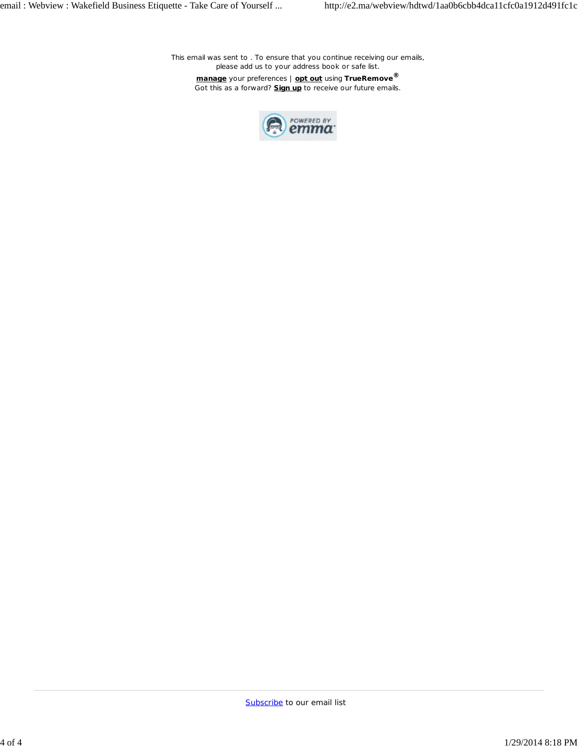This email was sent to . To ensure that you continue receiving our emails, please add us to your address book or safe list.

**manage** your preferences | **opt out** using **TrueRemove®**

Got this as a forward? **Sign up** to receive our future emails.

Subscribe to our email list